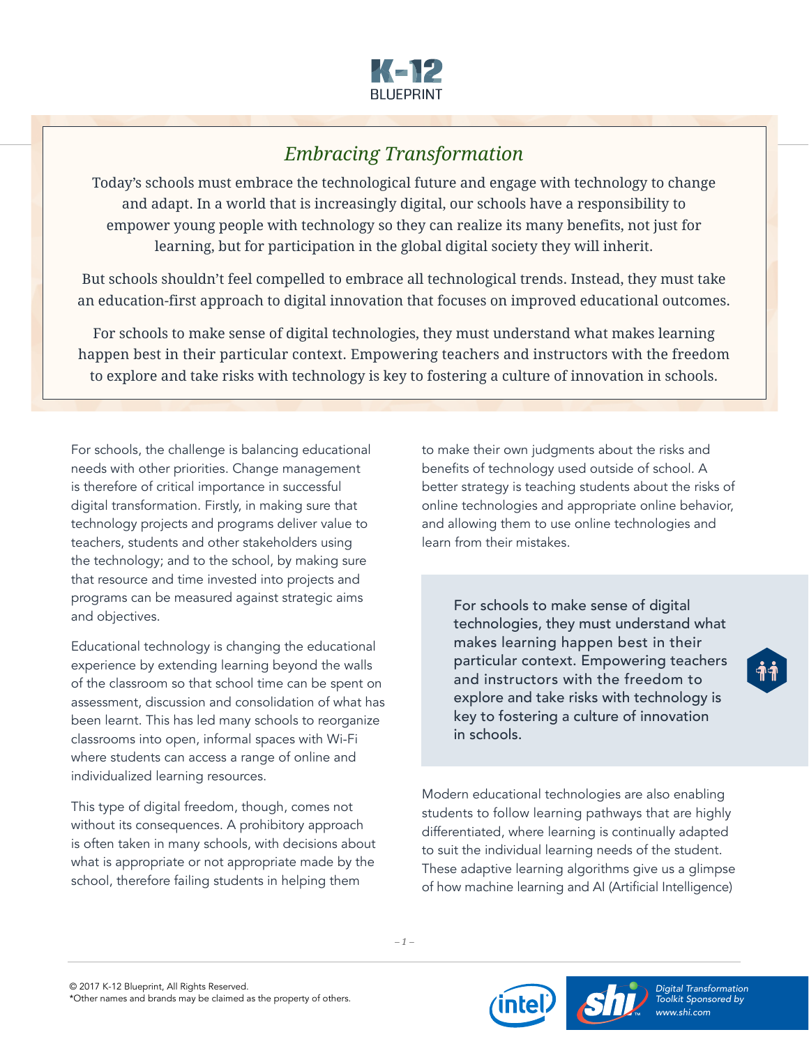## *Embracing Transformation*

Today's schools must embrace the technological future and engage with technology to change and adapt. In a world that is increasingly digital, our schools have a responsibility to empower young people with technology so they can realize its many benefits, not just for learning, but for participation in the global digital society they will inherit.

But schools shouldn't feel compelled to embrace all technological trends. Instead, they must take an education-first approach to digital innovation that focuses on improved educational outcomes.

For schools to make sense of digital technologies, they must understand what makes learning happen best in their particular context. Empowering teachers and instructors with the freedom to explore and take risks with technology is key to fostering a culture of innovation in schools.

For schools, the challenge is balancing educational needs with other priorities. Change management is therefore of critical importance in successful digital transformation. Firstly, in making sure that technology projects and programs deliver value to teachers, students and other stakeholders using the technology; and to the school, by making sure that resource and time invested into projects and programs can be measured against strategic aims and objectives.

Educational technology is changing the educational experience by extending learning beyond the walls of the classroom so that school time can be spent on assessment, discussion and consolidation of what has been learnt. This has led many schools to reorganize classrooms into open, informal spaces with Wi-Fi where students can access a range of online and individualized learning resources.

This type of digital freedom, though, comes not without its consequences. A prohibitory approach is often taken in many schools, with decisions about what is appropriate or not appropriate made by the school, therefore failing students in helping them to make their own judgments about the risks and benefits of technology used outside of school. A better strategy is teaching students about the risks of online technologies and appropriate online behavior, and allowing them to use online technologies and learn from their mistakes.

> For schools to make sense of digital technologies, they must understand what makes learning happen best in their particular context. Empowering teachers and instructors with the freedom to explore and take risks with technology is key to fostering a culture of innovation in schools.

Modern educational technologies are also enabling students to follow learning pathways that are highly differentiated, where learning is continually adapted to suit the individual learning needs of the student. These adaptive learning algorithms give us a glimpse of how machine learning and AI (Artificial Intelligence)

© 2017 K-12 Blueprint, All Rights Reserved.
*Other names and brands may be claimed as the property of others.

*Digital Transformation Toolkit Sponsored by www.shi.com*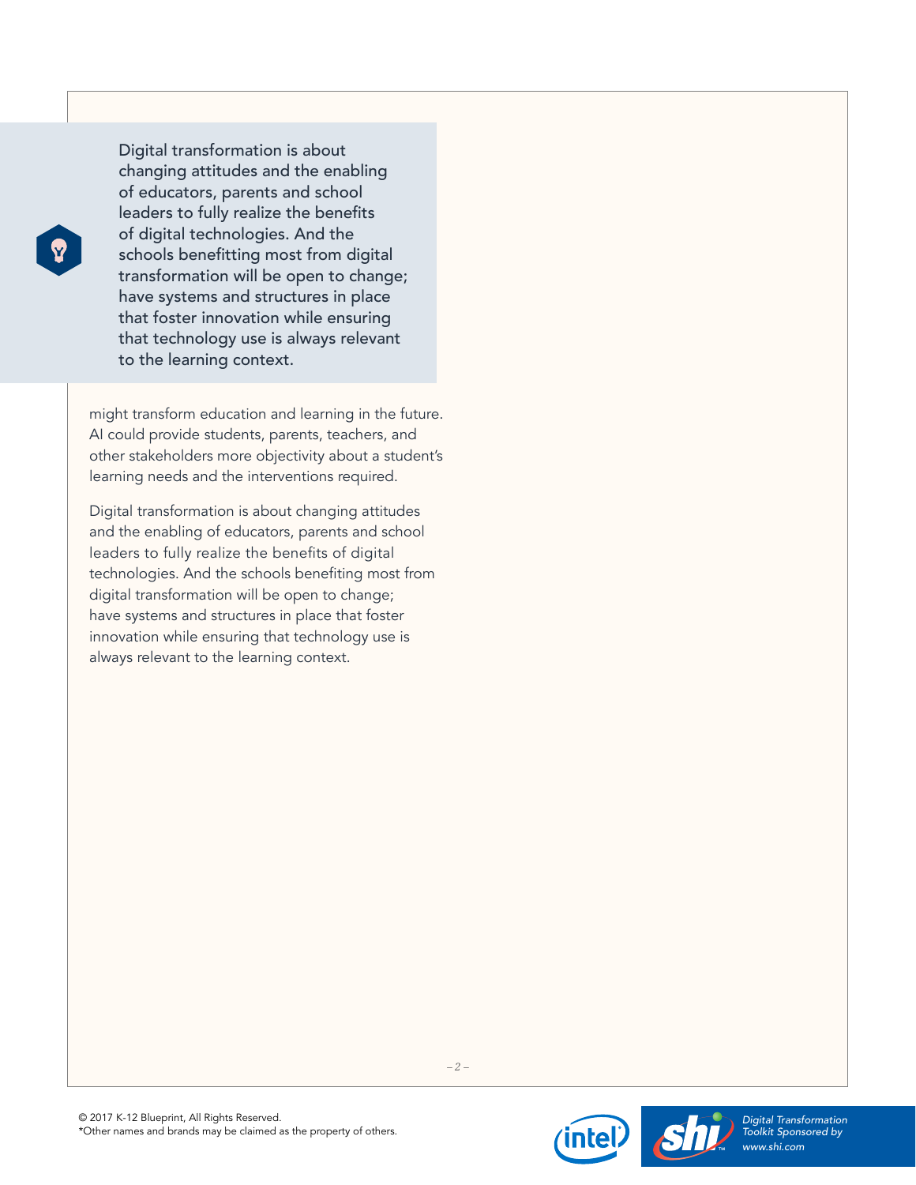> Digital transformation is about changing attitudes and the enabling of educators, parents and school leaders to fully realize the benefits of digital technologies. And the schools benefitting most from digital transformation will be open to change; have systems and structures in place that foster innovation while ensuring that technology use is always relevant to the learning context.

might transform education and learning in the future. AI could provide students, parents, teachers, and other stakeholders more objectivity about a student's learning needs and the interventions required.

Digital transformation is about changing attitudes and the enabling of educators, parents and school leaders to fully realize the benefits of digital technologies. And the schools benefiting most from digital transformation will be open to change; have systems and structures in place that foster innovation while ensuring that technology use is always relevant to the learning context.

© 2017 K-12 Blueprint, All Rights Reserved.
*Other names and brands may be claimed as the property of others.

*Digital Transformation Toolkit Sponsored by www.shi.com*